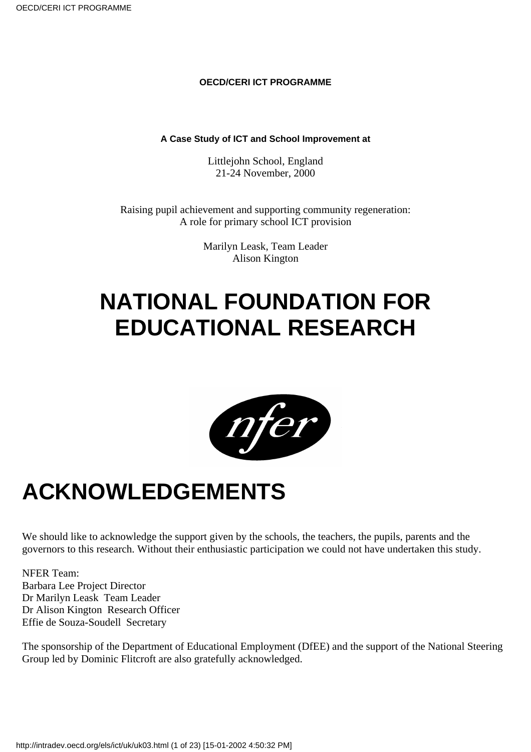**OECD/CERI ICT PROGRAMME**

**A Case Study of ICT and School Improvement at**

Littlejohn School, England
21-24 November, 2000

Raising pupil achievement and supporting community regeneration:
A role for primary school ICT provision

Marilyn Leask, Team Leader
Alison Kington

# NATIONAL FOUNDATION FOR EDUCATIONAL RESEARCH

# ACKNOWLEDGEMENTS

We should like to acknowledge the support given by the schools, the teachers, the pupils, parents and the governors to this research. Without their enthusiastic participation we could not have undertaken this study.

NFER Team:
Barbara Lee Project Director
Dr Marilyn Leask Team Leader
Dr Alison Kington Research Officer
Effie de Souza-Soudell Secretary

The sponsorship of the Department of Educational Employment (DfEE) and the support of the National Steering Group led by Dominic Flitcroft are also gratefully acknowledged.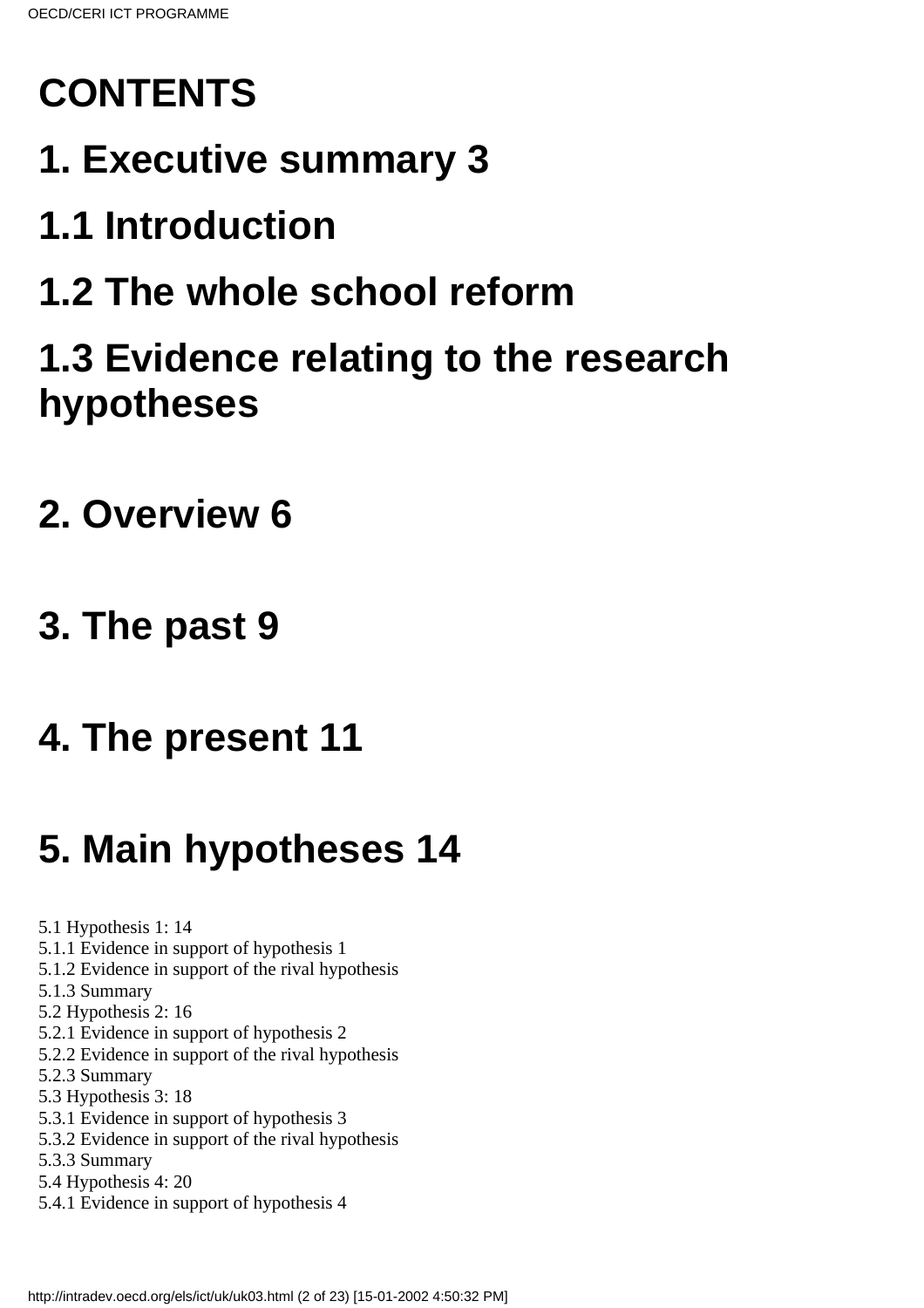# CONTENTS

# 1. Executive summary 3

# 1.1 Introduction

# 1.2 The whole school reform

# 1.3 Evidence relating to the research hypotheses

# 2. Overview 6

# 3. The past 9

# 4. The present 11

# 5. Main hypotheses 14

5.1 Hypothesis 1: 14
5.1.1 Evidence in support of hypothesis 1
5.1.2 Evidence in support of the rival hypothesis
5.1.3 Summary
5.2 Hypothesis 2: 16
5.2.1 Evidence in support of hypothesis 2
5.2.2 Evidence in support of the rival hypothesis
5.2.3 Summary
5.3 Hypothesis 3: 18
5.3.1 Evidence in support of hypothesis 3
5.3.2 Evidence in support of the rival hypothesis
5.3.3 Summary
5.4 Hypothesis 4: 20
5.4.1 Evidence in support of hypothesis 4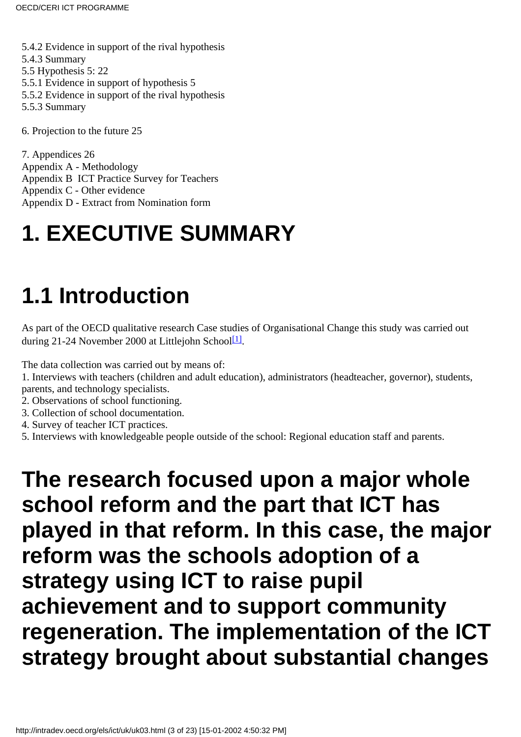5.4.2 Evidence in support of the rival hypothesis
5.4.3 Summary
5.5 Hypothesis 5: 22
5.5.1 Evidence in support of hypothesis 5
5.5.2 Evidence in support of the rival hypothesis
5.5.3 Summary

6. Projection to the future 25

7. Appendices 26
Appendix A - Methodology
Appendix B ICT Practice Survey for Teachers
Appendix C - Other evidence
Appendix D - Extract from Nomination form

# 1. EXECUTIVE SUMMARY

# 1.1 Introduction

As part of the OECD qualitative research Case studies of Organisational Change this study was carried out during 21-24 November 2000 at Littlejohn School[1].

The data collection was carried out by means of:
1. Interviews with teachers (children and adult education), administrators (headteacher, governor), students, parents, and technology specialists.
2. Observations of school functioning.
3. Collection of school documentation.
4. Survey of teacher ICT practices.
5. Interviews with knowledgeable people outside of the school: Regional education staff and parents.

# The research focused upon a major whole school reform and the part that ICT has played in that reform. In this case, the major reform was the schools adoption of a strategy using ICT to raise pupil achievement and to support community regeneration. The implementation of the ICT strategy brought about substantial changes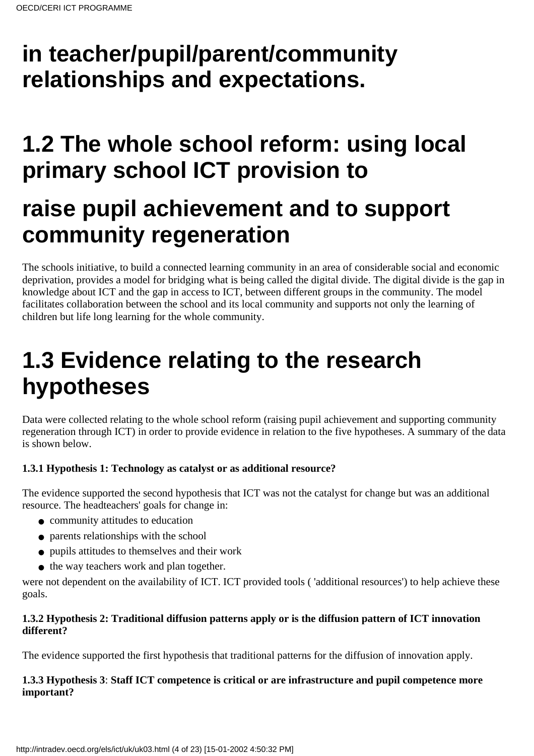# in teacher/pupil/parent/community relationships and expectations.

# 1.2 The whole school reform: using local primary school ICT provision to

# raise pupil achievement and to support community regeneration

The schools initiative, to build a connected learning community in an area of considerable social and economic deprivation, provides a model for bridging what is being called the digital divide. The digital divide is the gap in knowledge about ICT and the gap in access to ICT, between different groups in the community. The model facilitates collaboration between the school and its local community and supports not only the learning of children but life long learning for the whole community.

# 1.3 Evidence relating to the research hypotheses

Data were collected relating to the whole school reform (raising pupil achievement and supporting community regeneration through ICT) in order to provide evidence in relation to the five hypotheses. A summary of the data is shown below.

**1.3.1 Hypothesis 1: Technology as catalyst or as additional resource?**

The evidence supported the second hypothesis that ICT was not the catalyst for change but was an additional resource. The headteachers' goals for change in:

- community attitudes to education
- parents relationships with the school
- pupils attitudes to themselves and their work
- the way teachers work and plan together.

were not dependent on the availability of ICT. ICT provided tools ( 'additional resources') to help achieve these goals.

**1.3.2 Hypothesis 2: Traditional diffusion patterns apply or is the diffusion pattern of ICT innovation different?**

The evidence supported the first hypothesis that traditional patterns for the diffusion of innovation apply.

**1.3.3 Hypothesis 3**: **Staff ICT competence is critical or are infrastructure and pupil competence more important?**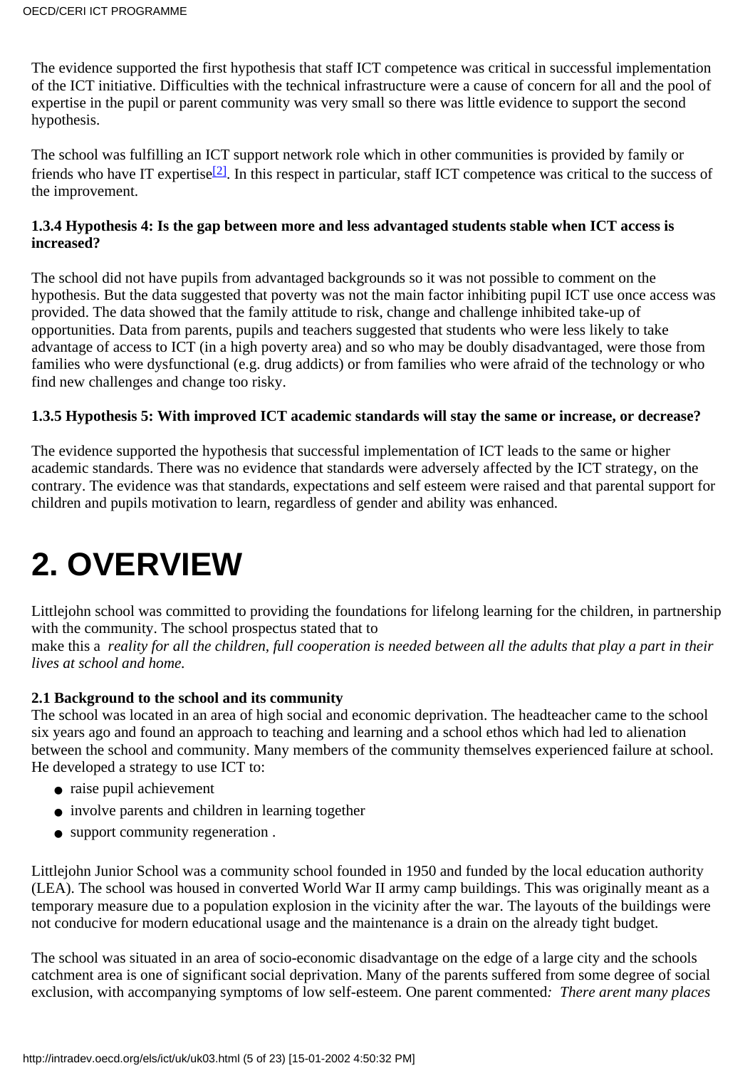The evidence supported the first hypothesis that staff ICT competence was critical in successful implementation of the ICT initiative. Difficulties with the technical infrastructure were a cause of concern for all and the pool of expertise in the pupil or parent community was very small so there was little evidence to support the second hypothesis.

The school was fulfilling an ICT support network role which in other communities is provided by family or friends who have IT expertise[2]. In this respect in particular, staff ICT competence was critical to the success of the improvement.

**1.3.4 Hypothesis 4: Is the gap between more and less advantaged students stable when ICT access is increased?**

The school did not have pupils from advantaged backgrounds so it was not possible to comment on the hypothesis. But the data suggested that poverty was not the main factor inhibiting pupil ICT use once access was provided. The data showed that the family attitude to risk, change and challenge inhibited take-up of opportunities. Data from parents, pupils and teachers suggested that students who were less likely to take advantage of access to ICT (in a high poverty area) and so who may be doubly disadvantaged, were those from families who were dysfunctional (e.g. drug addicts) or from families who were afraid of the technology or who find new challenges and change too risky.

**1.3.5 Hypothesis 5: With improved ICT academic standards will stay the same or increase, or decrease?**

The evidence supported the hypothesis that successful implementation of ICT leads to the same or higher academic standards. There was no evidence that standards were adversely affected by the ICT strategy, on the contrary. The evidence was that standards, expectations and self esteem were raised and that parental support for children and pupils motivation to learn, regardless of gender and ability was enhanced.

# 2. OVERVIEW

Littlejohn school was committed to providing the foundations for lifelong learning for the children, in partnership with the community. The school prospectus stated that to make this a *reality for all the children, full cooperation is needed between all the adults that play a part in their lives at school and home.*

**2.1 Background to the school and its community**

The school was located in an area of high social and economic deprivation. The headteacher came to the school six years ago and found an approach to teaching and learning and a school ethos which had led to alienation between the school and community. Many members of the community themselves experienced failure at school. He developed a strategy to use ICT to:

- raise pupil achievement
- involve parents and children in learning together
- support community regeneration .

Littlejohn Junior School was a community school founded in 1950 and funded by the local education authority (LEA). The school was housed in converted World War II army camp buildings. This was originally meant as a temporary measure due to a population explosion in the vicinity after the war. The layouts of the buildings were not conducive for modern educational usage and the maintenance is a drain on the already tight budget.

The school was situated in an area of socio-economic disadvantage on the edge of a large city and the schools catchment area is one of significant social deprivation. Many of the parents suffered from some degree of social exclusion, with accompanying symptoms of low self-esteem. One parent commented*: There arent many places*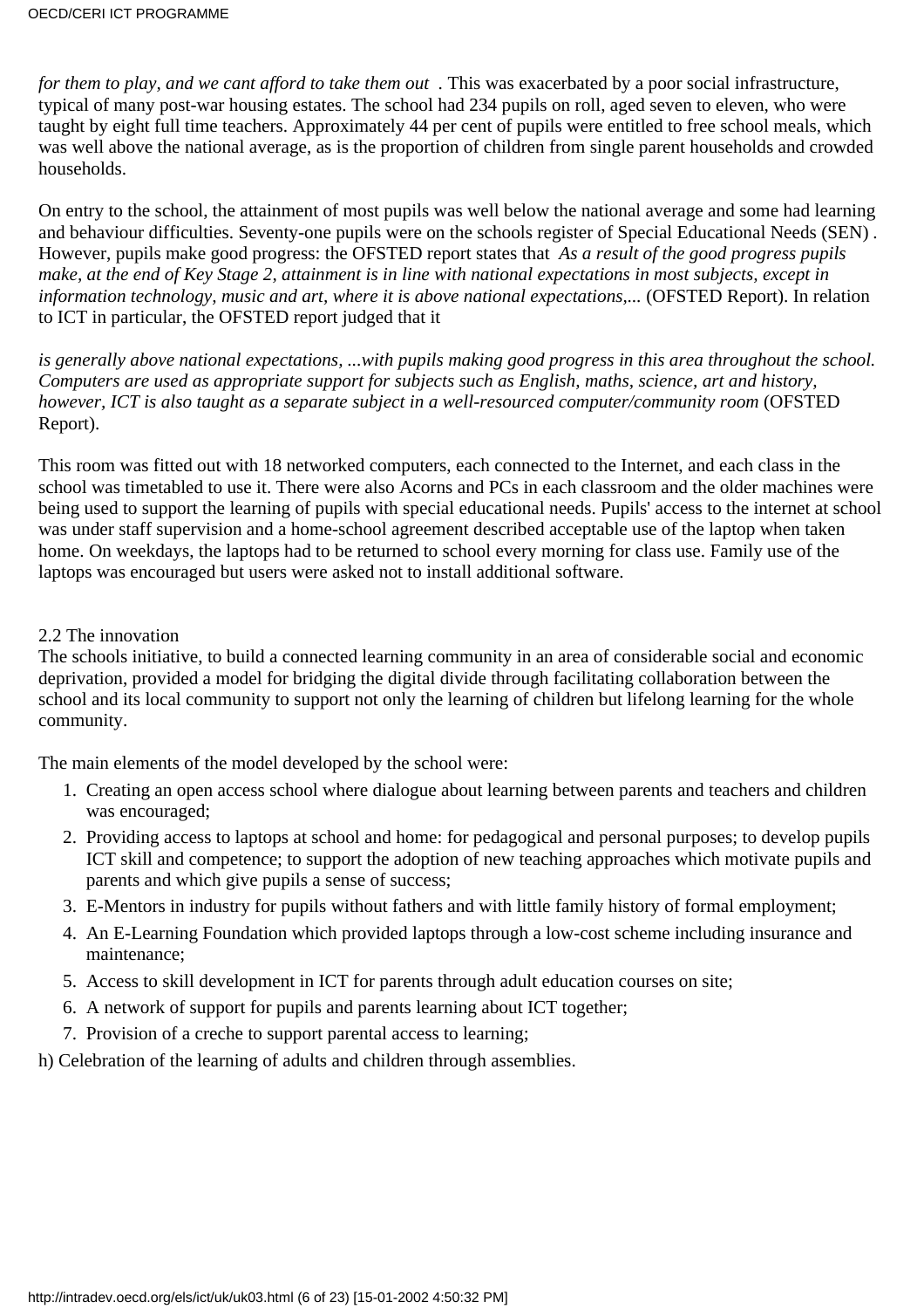*for them to play, and we cant afford to take them out* . This was exacerbated by a poor social infrastructure, typical of many post-war housing estates. The school had 234 pupils on roll, aged seven to eleven, who were taught by eight full time teachers. Approximately 44 per cent of pupils were entitled to free school meals, which was well above the national average, as is the proportion of children from single parent households and crowded households.

On entry to the school, the attainment of most pupils was well below the national average and some had learning and behaviour difficulties. Seventy-one pupils were on the schools register of Special Educational Needs (SEN) . However, pupils make good progress: the OFSTED report states that *As a result of the good progress pupils make, at the end of Key Stage 2, attainment is in line with national expectations in most subjects, except in information technology, music and art, where it is above national expectations,...* (OFSTED Report). In relation to ICT in particular, the OFSTED report judged that it

*is generally above national expectations, ...with pupils making good progress in this area throughout the school. Computers are used as appropriate support for subjects such as English, maths, science, art and history, however, ICT is also taught as a separate subject in a well-resourced computer/community room* (OFSTED Report).

This room was fitted out with 18 networked computers, each connected to the Internet, and each class in the school was timetabled to use it. There were also Acorns and PCs in each classroom and the older machines were being used to support the learning of pupils with special educational needs. Pupils' access to the internet at school was under staff supervision and a home-school agreement described acceptable use of the laptop when taken home. On weekdays, the laptops had to be returned to school every morning for class use. Family use of the laptops was encouraged but users were asked not to install additional software.

2.2 The innovation

The schools initiative, to build a connected learning community in an area of considerable social and economic deprivation, provided a model for bridging the digital divide through facilitating collaboration between the school and its local community to support not only the learning of children but lifelong learning for the whole community.

The main elements of the model developed by the school were:

1. Creating an open access school where dialogue about learning between parents and teachers and children was encouraged;
2. Providing access to laptops at school and home: for pedagogical and personal purposes; to develop pupils ICT skill and competence; to support the adoption of new teaching approaches which motivate pupils and parents and which give pupils a sense of success;
3. E-Mentors in industry for pupils without fathers and with little family history of formal employment;
4. An E-Learning Foundation which provided laptops through a low-cost scheme including insurance and maintenance;
5. Access to skill development in ICT for parents through adult education courses on site;
6. A network of support for pupils and parents learning about ICT together;
7. Provision of a creche to support parental access to learning;

h) Celebration of the learning of adults and children through assemblies.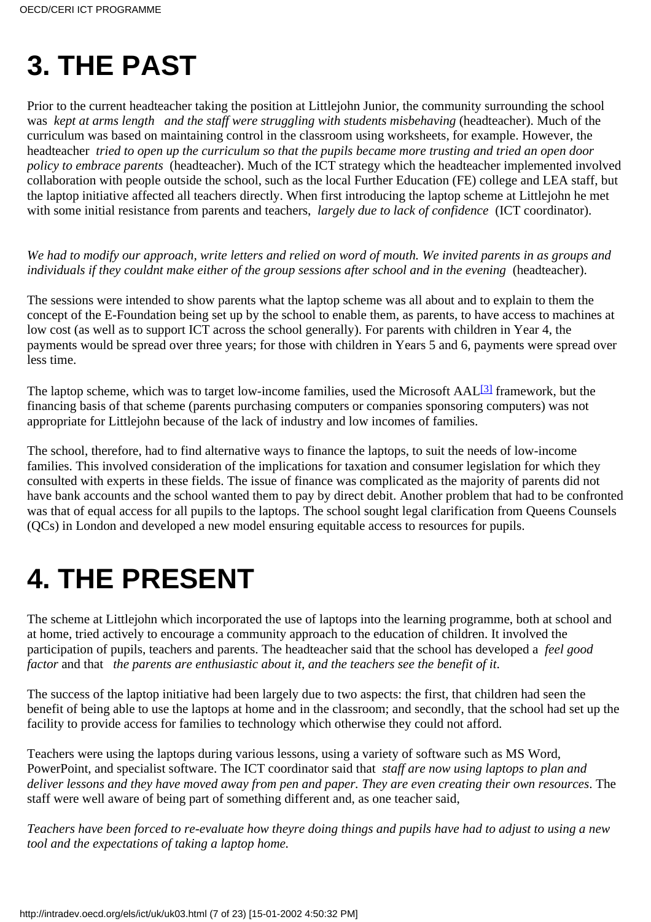# 3. THE PAST

Prior to the current headteacher taking the position at Littlejohn Junior, the community surrounding the school was *kept at arms length and the staff were struggling with students misbehaving* (headteacher). Much of the curriculum was based on maintaining control in the classroom using worksheets, for example. However, the headteacher *tried to open up the curriculum so that the pupils became more trusting and tried an open door policy to embrace parents* (headteacher). Much of the ICT strategy which the headteacher implemented involved collaboration with people outside the school, such as the local Further Education (FE) college and LEA staff, but the laptop initiative affected all teachers directly. When first introducing the laptop scheme at Littlejohn he met with some initial resistance from parents and teachers, *largely due to lack of confidence* (ICT coordinator).

*We had to modify our approach, write letters and relied on word of mouth. We invited parents in as groups and individuals if they couldnt make either of the group sessions after school and in the evening* (headteacher).

The sessions were intended to show parents what the laptop scheme was all about and to explain to them the concept of the E-Foundation being set up by the school to enable them, as parents, to have access to machines at low cost (as well as to support ICT across the school generally). For parents with children in Year 4, the payments would be spread over three years; for those with children in Years 5 and 6, payments were spread over less time.

The laptop scheme, which was to target low-income families, used the Microsoft AAL[3] framework, but the financing basis of that scheme (parents purchasing computers or companies sponsoring computers) was not appropriate for Littlejohn because of the lack of industry and low incomes of families.

The school, therefore, had to find alternative ways to finance the laptops, to suit the needs of low-income families. This involved consideration of the implications for taxation and consumer legislation for which they consulted with experts in these fields. The issue of finance was complicated as the majority of parents did not have bank accounts and the school wanted them to pay by direct debit. Another problem that had to be confronted was that of equal access for all pupils to the laptops. The school sought legal clarification from Queens Counsels (QCs) in London and developed a new model ensuring equitable access to resources for pupils.

# 4. THE PRESENT

The scheme at Littlejohn which incorporated the use of laptops into the learning programme, both at school and at home, tried actively to encourage a community approach to the education of children. It involved the participation of pupils, teachers and parents. The headteacher said that the school has developed a *feel good factor* and that *the parents are enthusiastic about it, and the teachers see the benefit of it*.

The success of the laptop initiative had been largely due to two aspects: the first, that children had seen the benefit of being able to use the laptops at home and in the classroom; and secondly, that the school had set up the facility to provide access for families to technology which otherwise they could not afford.

Teachers were using the laptops during various lessons, using a variety of software such as MS Word, PowerPoint, and specialist software. The ICT coordinator said that *staff are now using laptops to plan and deliver lessons and they have moved away from pen and paper. They are even creating their own resources*. The staff were well aware of being part of something different and, as one teacher said,

*Teachers have been forced to re-evaluate how theyre doing things and pupils have had to adjust to using a new tool and the expectations of taking a laptop home.*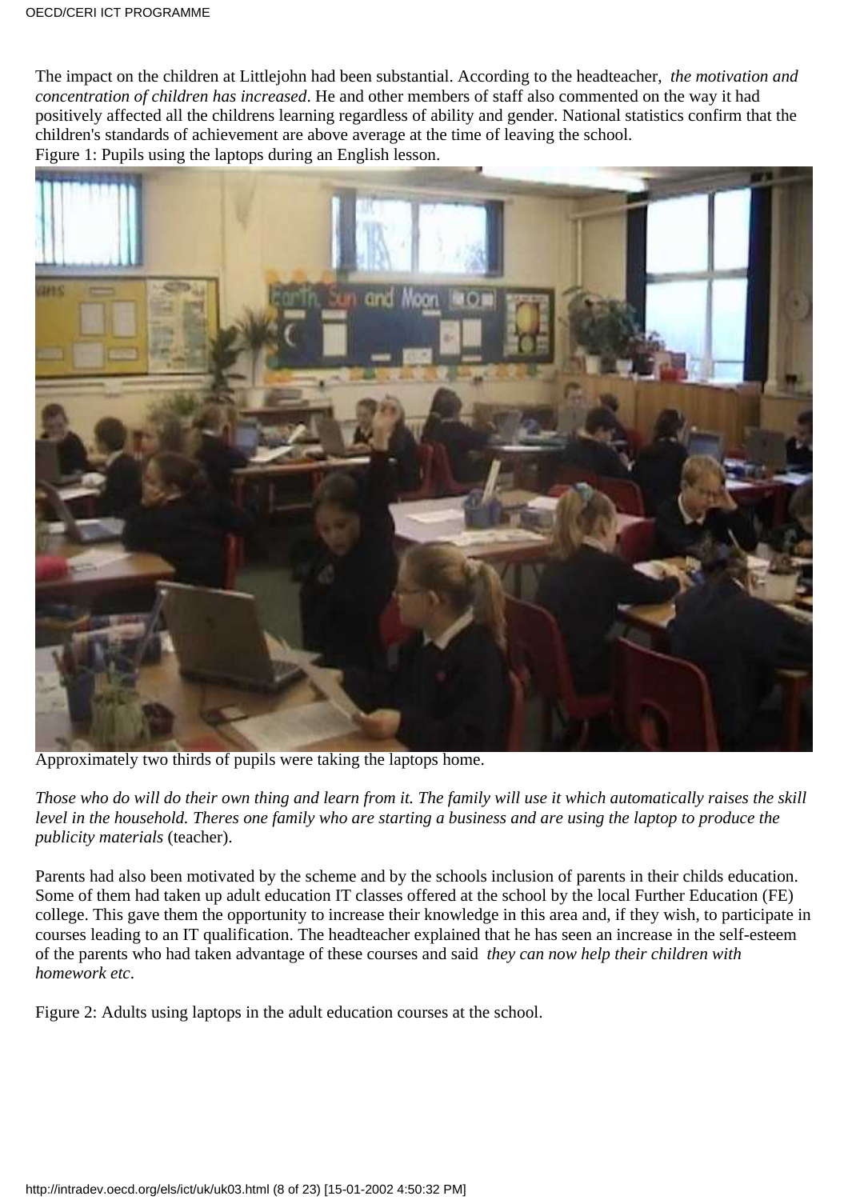The impact on the children at Littlejohn had been substantial. According to the headteacher, *the motivation and concentration of children has increased*. He and other members of staff also commented on the way it had positively affected all the childrens learning regardless of ability and gender. National statistics confirm that the children's standards of achievement are above average at the time of leaving the school.

Figure 1: Pupils using the laptops during an English lesson.

Approximately two thirds of pupils were taking the laptops home.

*Those who do will do their own thing and learn from it. The family will use it which automatically raises the skill level in the household. Theres one family who are starting a business and are using the laptop to produce the publicity materials* (teacher).

Parents had also been motivated by the scheme and by the schools inclusion of parents in their childs education. Some of them had taken up adult education IT classes offered at the school by the local Further Education (FE) college. This gave them the opportunity to increase their knowledge in this area and, if they wish, to participate in courses leading to an IT qualification. The headteacher explained that he has seen an increase in the self-esteem of the parents who had taken advantage of these courses and said *they can now help their children with homework etc*.

Figure 2: Adults using laptops in the adult education courses at the school.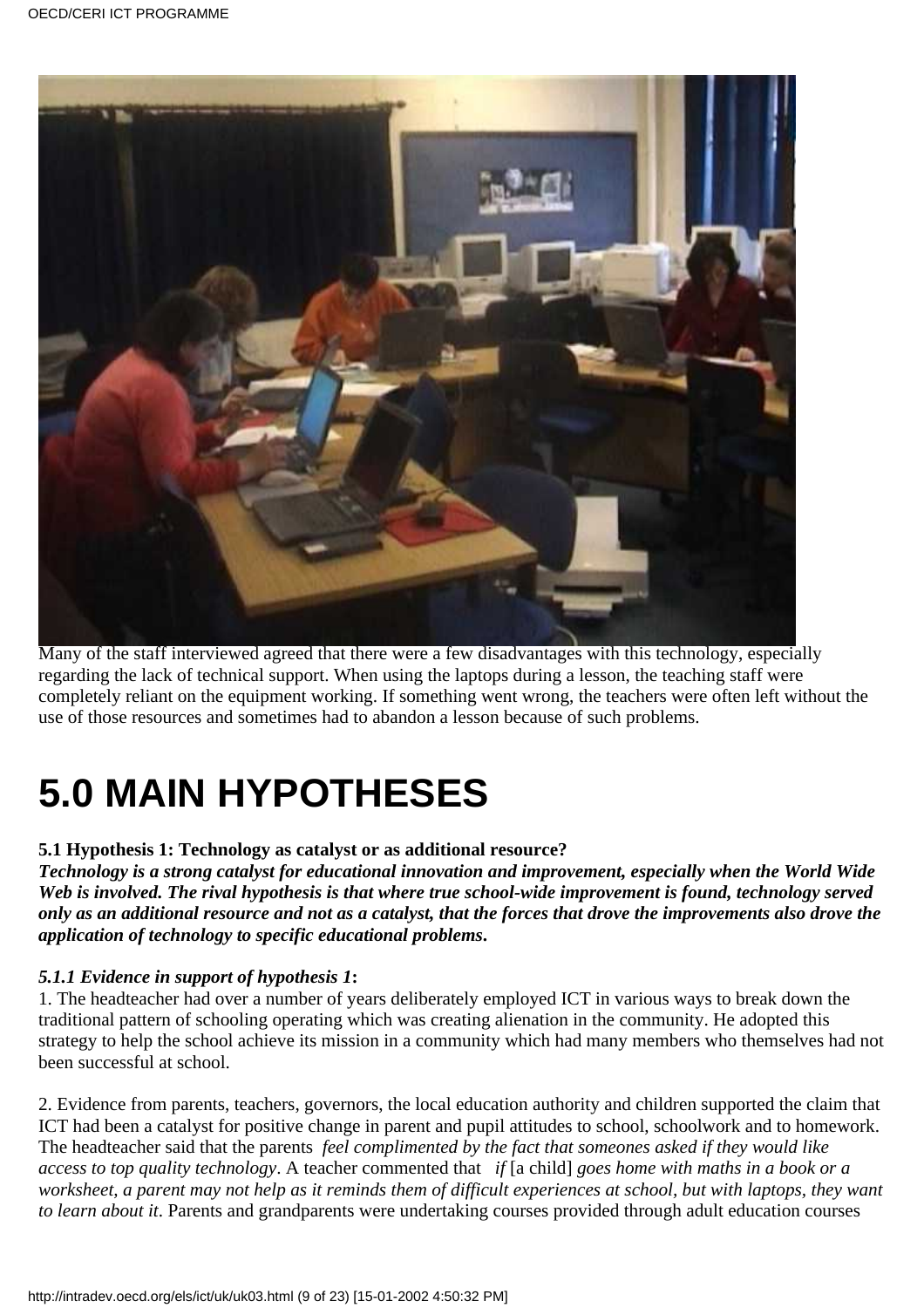Many of the staff interviewed agreed that there were a few disadvantages with this technology, especially regarding the lack of technical support. When using the laptops during a lesson, the teaching staff were completely reliant on the equipment working. If something went wrong, the teachers were often left without the use of those resources and sometimes had to abandon a lesson because of such problems.

# 5.0 MAIN HYPOTHESES

**5.1 Hypothesis 1: Technology as catalyst or as additional resource?**

***Technology is a strong catalyst for educational innovation and improvement, especially when the World Wide Web is involved. The rival hypothesis is that where true school-wide improvement is found, technology served only as an additional resource and not as a catalyst, that the forces that drove the improvements also drove the application of technology to specific educational problems.***

***5.1.1 Evidence in support of hypothesis 1*:**

1. The headteacher had over a number of years deliberately employed ICT in various ways to break down the traditional pattern of schooling operating which was creating alienation in the community. He adopted this strategy to help the school achieve its mission in a community which had many members who themselves had not been successful at school.

2. Evidence from parents, teachers, governors, the local education authority and children supported the claim that ICT had been a catalyst for positive change in parent and pupil attitudes to school, schoolwork and to homework. The headteacher said that the parents *feel complimented by the fact that someones asked if they would like access to top quality technology*. A teacher commented that *if* [a child] *goes home with maths in a book or a worksheet, a parent may not help as it reminds them of difficult experiences at school, but with laptops, they want to learn about it*. Parents and grandparents were undertaking courses provided through adult education courses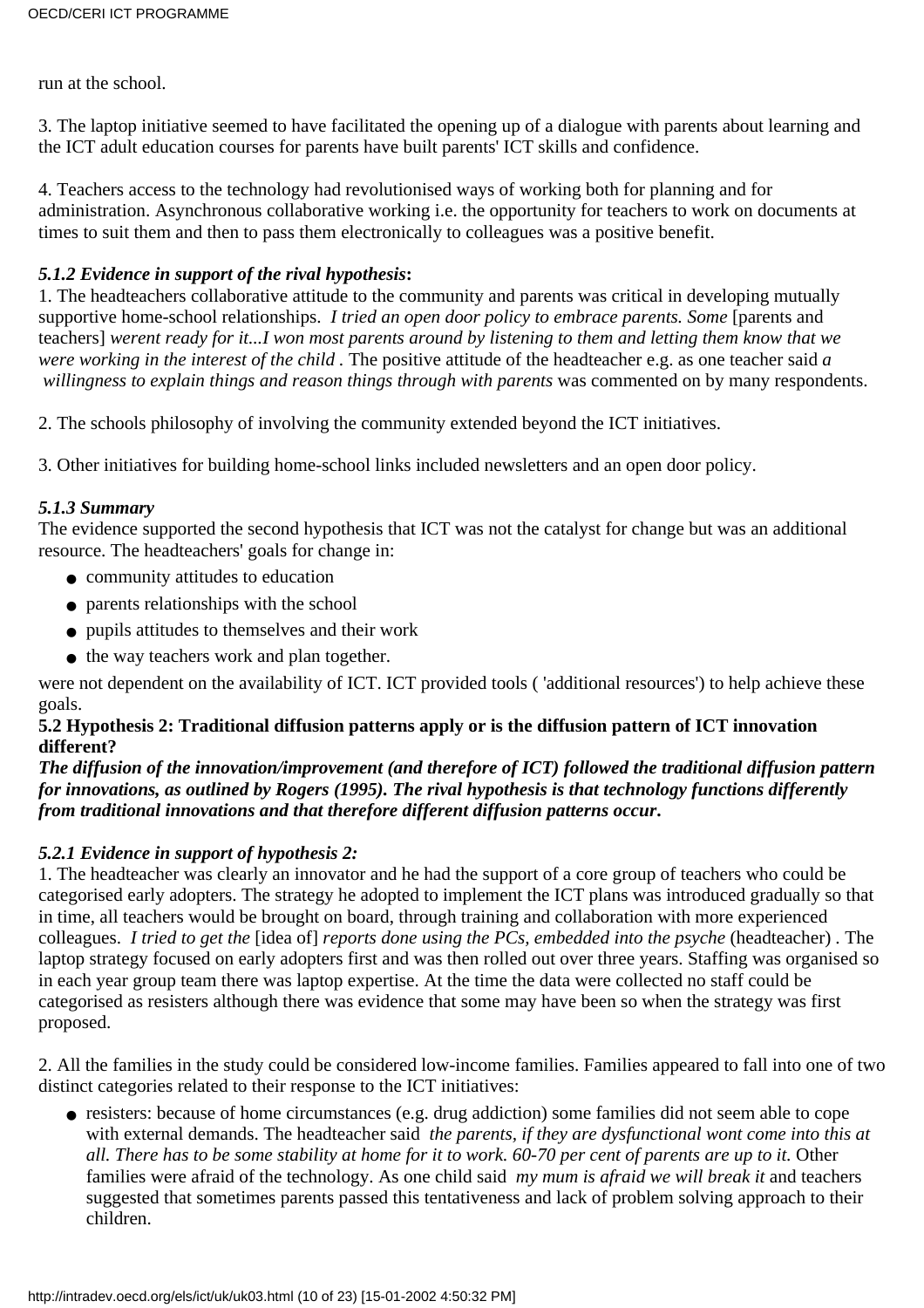run at the school.

3. The laptop initiative seemed to have facilitated the opening up of a dialogue with parents about learning and the ICT adult education courses for parents have built parents' ICT skills and confidence.

4. Teachers access to the technology had revolutionised ways of working both for planning and for administration. Asynchronous collaborative working i.e. the opportunity for teachers to work on documents at times to suit them and then to pass them electronically to colleagues was a positive benefit.

#### *5.1.2 Evidence in support of the rival hypothesis***:**

1. The headteachers collaborative attitude to the community and parents was critical in developing mutually supportive home-school relationships. *I tried an open door policy to embrace parents. Some* [parents and teachers] *werent ready for it...I won most parents around by listening to them and letting them know that we were working in the interest of the child* . The positive attitude of the headteacher e.g. as one teacher said *a willingness to explain things and reason things through with parents* was commented on by many respondents.

2. The schools philosophy of involving the community extended beyond the ICT initiatives.

3. Other initiatives for building home-school links included newsletters and an open door policy.

#### *5.1.3 Summary*

The evidence supported the second hypothesis that ICT was not the catalyst for change but was an additional resource. The headteachers' goals for change in:

- community attitudes to education
- parents relationships with the school
- pupils attitudes to themselves and their work
- the way teachers work and plan together.

were not dependent on the availability of ICT. ICT provided tools ( 'additional resources') to help achieve these goals.

### 5.2 Hypothesis 2: Traditional diffusion patterns apply or is the diffusion pattern of ICT innovation different?

***The diffusion of the innovation/improvement (and therefore of ICT) followed the traditional diffusion pattern for innovations, as outlined by Rogers (1995). The rival hypothesis is that technology functions differently from traditional innovations and that therefore different diffusion patterns occur*.**

#### *5.2.1 Evidence in support of hypothesis 2:*

1. The headteacher was clearly an innovator and he had the support of a core group of teachers who could be categorised early adopters. The strategy he adopted to implement the ICT plans was introduced gradually so that in time, all teachers would be brought on board, through training and collaboration with more experienced colleagues. *I tried to get the* [idea of] *reports done using the PCs, embedded into the psyche* (headteacher) . The laptop strategy focused on early adopters first and was then rolled out over three years. Staffing was organised so in each year group team there was laptop expertise. At the time the data were collected no staff could be categorised as resisters although there was evidence that some may have been so when the strategy was first proposed.

2. All the families in the study could be considered low-income families. Families appeared to fall into one of two distinct categories related to their response to the ICT initiatives:

- resisters: because of home circumstances (e.g. drug addiction) some families did not seem able to cope with external demands. The headteacher said *the parents, if they are dysfunctional wont come into this at all. There has to be some stability at home for it to work. 60-70 per cent of parents are up to it.* Other families were afraid of the technology. As one child said *my mum is afraid we will break it* and teachers suggested that sometimes parents passed this tentativeness and lack of problem solving approach to their children.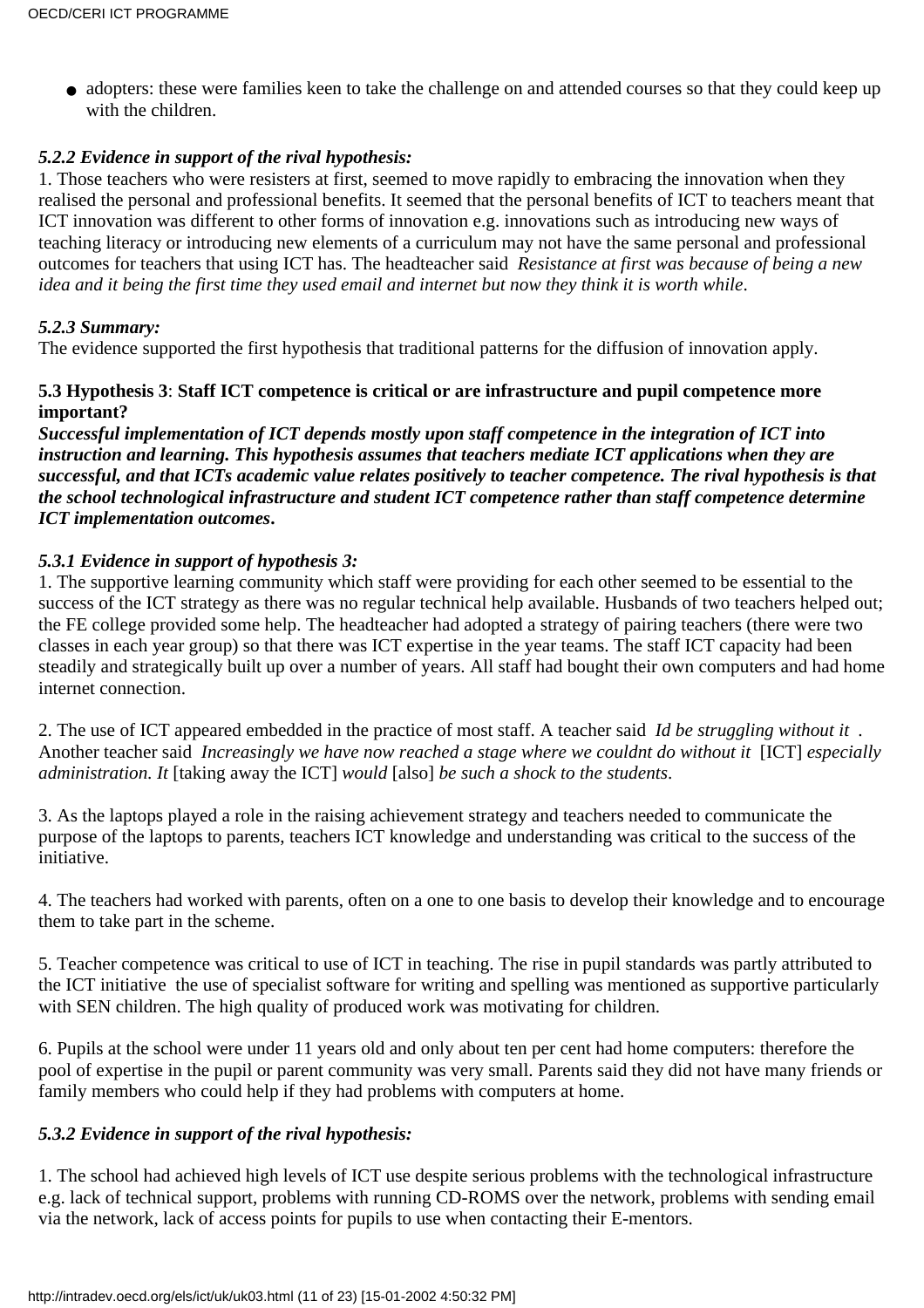- adopters: these were families keen to take the challenge on and attended courses so that they could keep up with the children.

***5.2.2 Evidence in support of the rival hypothesis:***

1. Those teachers who were resisters at first, seemed to move rapidly to embracing the innovation when they realised the personal and professional benefits. It seemed that the personal benefits of ICT to teachers meant that ICT innovation was different to other forms of innovation e.g. innovations such as introducing new ways of teaching literacy or introducing new elements of a curriculum may not have the same personal and professional outcomes for teachers that using ICT has. The headteacher said *Resistance at first was because of being a new idea and it being the first time they used email and internet but now they think it is worth while*.

***5.2.3 Summary:***

The evidence supported the first hypothesis that traditional patterns for the diffusion of innovation apply.

**5.3 Hypothesis 3**: **Staff ICT competence is critical or are infrastructure and pupil competence more important?**

***Successful implementation of ICT depends mostly upon staff competence in the integration of ICT into instruction and learning. This hypothesis assumes that teachers mediate ICT applications when they are successful, and that ICTs academic value relates positively to teacher competence. The rival hypothesis is that the school technological infrastructure and student ICT competence rather than staff competence determine ICT implementation outcomes.***

***5.3.1 Evidence in support of hypothesis 3:***

1. The supportive learning community which staff were providing for each other seemed to be essential to the success of the ICT strategy as there was no regular technical help available. Husbands of two teachers helped out; the FE college provided some help. The headteacher had adopted a strategy of pairing teachers (there were two classes in each year group) so that there was ICT expertise in the year teams. The staff ICT capacity had been steadily and strategically built up over a number of years. All staff had bought their own computers and had home internet connection.

2. The use of ICT appeared embedded in the practice of most staff. A teacher said *Id be struggling without it* . Another teacher said *Increasingly we have now reached a stage where we couldnt do without it* [ICT] *especially administration. It* [taking away the ICT] *would* [also] *be such a shock to the students*.

3. As the laptops played a role in the raising achievement strategy and teachers needed to communicate the purpose of the laptops to parents, teachers ICT knowledge and understanding was critical to the success of the initiative.

4. The teachers had worked with parents, often on a one to one basis to develop their knowledge and to encourage them to take part in the scheme.

5. Teacher competence was critical to use of ICT in teaching. The rise in pupil standards was partly attributed to the ICT initiative the use of specialist software for writing and spelling was mentioned as supportive particularly with SEN children. The high quality of produced work was motivating for children.

6. Pupils at the school were under 11 years old and only about ten per cent had home computers: therefore the pool of expertise in the pupil or parent community was very small. Parents said they did not have many friends or family members who could help if they had problems with computers at home.

***5.3.2 Evidence in support of the rival hypothesis:***

1. The school had achieved high levels of ICT use despite serious problems with the technological infrastructure e.g. lack of technical support, problems with running CD-ROMS over the network, problems with sending email via the network, lack of access points for pupils to use when contacting their E-mentors.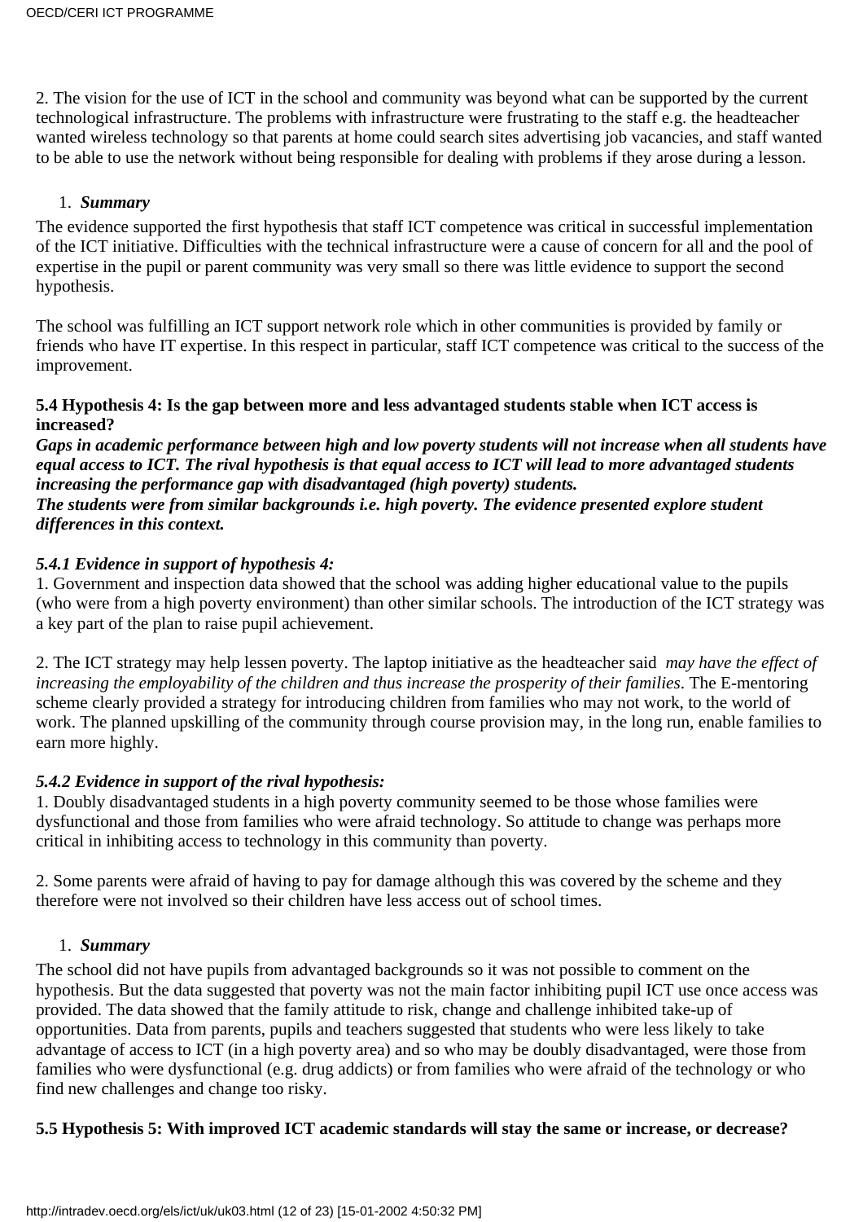2. The vision for the use of ICT in the school and community was beyond what can be supported by the current technological infrastructure. The problems with infrastructure were frustrating to the staff e.g. the headteacher wanted wireless technology so that parents at home could search sites advertising job vacancies, and staff wanted to be able to use the network without being responsible for dealing with problems if they arose during a lesson.

1. ***Summary***

The evidence supported the first hypothesis that staff ICT competence was critical in successful implementation of the ICT initiative. Difficulties with the technical infrastructure were a cause of concern for all and the pool of expertise in the pupil or parent community was very small so there was little evidence to support the second hypothesis.

The school was fulfilling an ICT support network role which in other communities is provided by family or friends who have IT expertise. In this respect in particular, staff ICT competence was critical to the success of the improvement.

**5.4 Hypothesis 4: Is the gap between more and less advantaged students stable when ICT access is increased?**

***Gaps in academic performance between high and low poverty students will not increase when all students have equal access to ICT. The rival hypothesis is that equal access to ICT will lead to more advantaged students increasing the performance gap with disadvantaged (high poverty) students.***
***The students were from similar backgrounds i.e. high poverty. The evidence presented explore student differences in this context.***

***5.4.1 Evidence in support of hypothesis 4:***

1. Government and inspection data showed that the school was adding higher educational value to the pupils (who were from a high poverty environment) than other similar schools. The introduction of the ICT strategy was a key part of the plan to raise pupil achievement.

2. The ICT strategy may help lessen poverty. The laptop initiative as the headteacher said *may have the effect of increasing the employability of the children and thus increase the prosperity of their families*. The E-mentoring scheme clearly provided a strategy for introducing children from families who may not work, to the world of work. The planned upskilling of the community through course provision may, in the long run, enable families to earn more highly.

***5.4.2 Evidence in support of the rival hypothesis:***

1. Doubly disadvantaged students in a high poverty community seemed to be those whose families were dysfunctional and those from families who were afraid technology. So attitude to change was perhaps more critical in inhibiting access to technology in this community than poverty.

2. Some parents were afraid of having to pay for damage although this was covered by the scheme and they therefore were not involved so their children have less access out of school times.

1. ***Summary***

The school did not have pupils from advantaged backgrounds so it was not possible to comment on the hypothesis. But the data suggested that poverty was not the main factor inhibiting pupil ICT use once access was provided. The data showed that the family attitude to risk, change and challenge inhibited take-up of opportunities. Data from parents, pupils and teachers suggested that students who were less likely to take advantage of access to ICT (in a high poverty area) and so who may be doubly disadvantaged, were those from families who were dysfunctional (e.g. drug addicts) or from families who were afraid of the technology or who find new challenges and change too risky.

**5.5 Hypothesis 5: With improved ICT academic standards will stay the same or increase, or decrease?**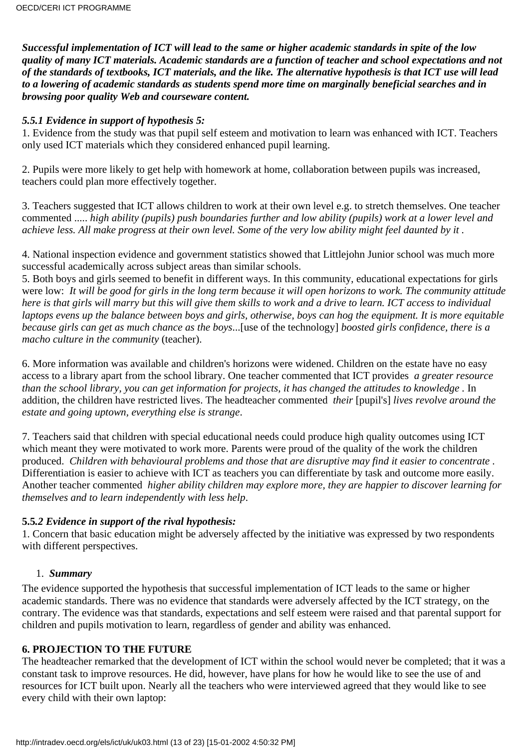***Successful implementation of ICT will lead to the same or higher academic standards in spite of the low quality of many ICT materials. Academic standards are a function of teacher and school expectations and not of the standards of textbooks, ICT materials, and the like. The alternative hypothesis is that ICT use will lead to a lowering of academic standards as students spend more time on marginally beneficial searches and in browsing poor quality Web and courseware content.***

***5.5.1 Evidence in support of hypothesis 5:***

1. Evidence from the study was that pupil self esteem and motivation to learn was enhanced with ICT. Teachers only used ICT materials which they considered enhanced pupil learning.

2. Pupils were more likely to get help with homework at home, collaboration between pupils was increased, teachers could plan more effectively together.

3. Teachers suggested that ICT allows children to work at their own level e.g. to stretch themselves. One teacher commented ..... *high ability (pupils) push boundaries further and low ability (pupils) work at a lower level and achieve less. All make progress at their own level. Some of the very low ability might feel daunted by it .*

4. National inspection evidence and government statistics showed that Littlejohn Junior school was much more successful academically across subject areas than similar schools.

5. Both boys and girls seemed to benefit in different ways. In this community, educational expectations for girls were low: *It will be good for girls in the long term because it will open horizons to work. The community attitude here is that girls will marry but this will give them skills to work and a drive to learn. ICT access to individual laptops evens up the balance between boys and girls, otherwise, boys can hog the equipment. It is more equitable because girls can get as much chance as the boys*...[use of the technology] *boosted girls confidence, there is a macho culture in the community* (teacher).

6. More information was available and children's horizons were widened. Children on the estate have no easy access to a library apart from the school library. One teacher commented that ICT provides *a greater resource than the school library, you can get information for projects, it has changed the attitudes to knowledge* . In addition, the children have restricted lives. The headteacher commented *their* [pupil's] *lives revolve around the estate and going uptown, everything else is strange*.

7. Teachers said that children with special educational needs could produce high quality outcomes using ICT which meant they were motivated to work more. Parents were proud of the quality of the work the children produced. *Children with behavioural problems and those that are disruptive may find it easier to concentrate* . Differentiation is easier to achieve with ICT as teachers you can differentiate by task and outcome more easily. Another teacher commented *higher ability children may explore more, they are happier to discover learning for themselves and to learn independently with less help*.

**5.5.*2 Evidence in support of the rival hypothesis:***

1. Concern that basic education might be adversely affected by the initiative was expressed by two respondents with different perspectives.

1. ***Summary***

The evidence supported the hypothesis that successful implementation of ICT leads to the same or higher academic standards. There was no evidence that standards were adversely affected by the ICT strategy, on the contrary. The evidence was that standards, expectations and self esteem were raised and that parental support for children and pupils motivation to learn, regardless of gender and ability was enhanced.

## 6. PROJECTION TO THE FUTURE

The headteacher remarked that the development of ICT within the school would never be completed; that it was a constant task to improve resources. He did, however, have plans for how he would like to see the use of and resources for ICT built upon. Nearly all the teachers who were interviewed agreed that they would like to see every child with their own laptop: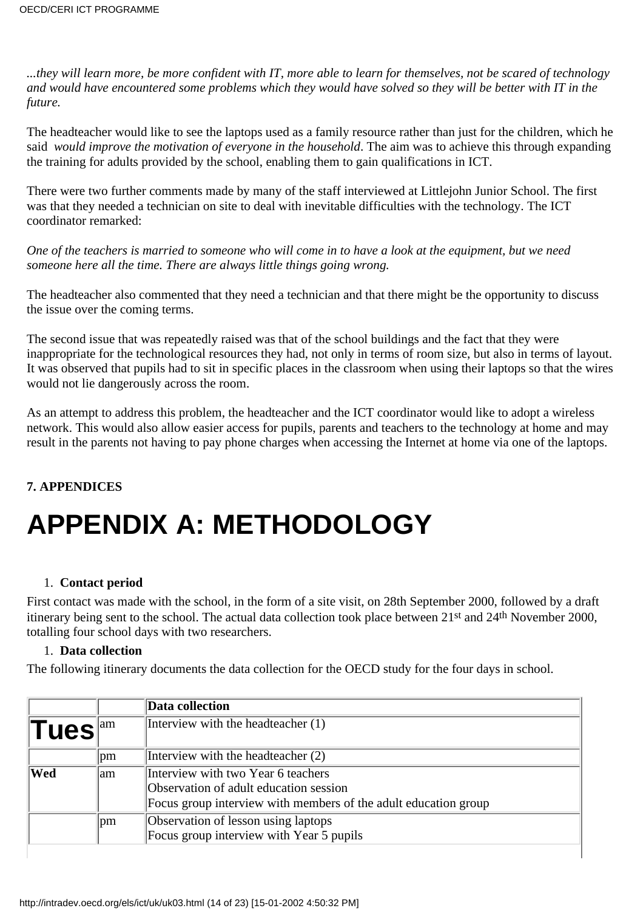*...they will learn more, be more confident with IT, more able to learn for themselves, not be scared of technology and would have encountered some problems which they would have solved so they will be better with IT in the future.*

The headteacher would like to see the laptops used as a family resource rather than just for the children, which he said *would improve the motivation of everyone in the household*. The aim was to achieve this through expanding the training for adults provided by the school, enabling them to gain qualifications in ICT.

There were two further comments made by many of the staff interviewed at Littlejohn Junior School. The first was that they needed a technician on site to deal with inevitable difficulties with the technology. The ICT coordinator remarked:

*One of the teachers is married to someone who will come in to have a look at the equipment, but we need someone here all the time. There are always little things going wrong.*

The headteacher also commented that they need a technician and that there might be the opportunity to discuss the issue over the coming terms.

The second issue that was repeatedly raised was that of the school buildings and the fact that they were inappropriate for the technological resources they had, not only in terms of room size, but also in terms of layout. It was observed that pupils had to sit in specific places in the classroom when using their laptops so that the wires would not lie dangerously across the room.

As an attempt to address this problem, the headteacher and the ICT coordinator would like to adopt a wireless network. This would also allow easier access for pupils, parents and teachers to the technology at home and may result in the parents not having to pay phone charges when accessing the Internet at home via one of the laptops.

**7. APPENDICES**

# APPENDIX A: METHODOLOGY

1. **Contact period**

First contact was made with the school, in the form of a site visit, on 28th September 2000, followed by a draft itinerary being sent to the school. The actual data collection took place between 21st and 24th November 2000, totalling four school days with two researchers.

1. **Data collection**

The following itinerary documents the data collection for the OECD study for the four days in school.

| | | **Data collection** |
|---|---|---|
| **Tues** | am | Interview with the headteacher (1) |
| | pm | Interview with the headteacher (2) |
| **Wed** | am | Interview with two Year 6 teachers<br>Observation of adult education session<br>Focus group interview with members of the adult education group |
| | pm | Observation of lesson using laptops<br>Focus group interview with Year 5 pupils |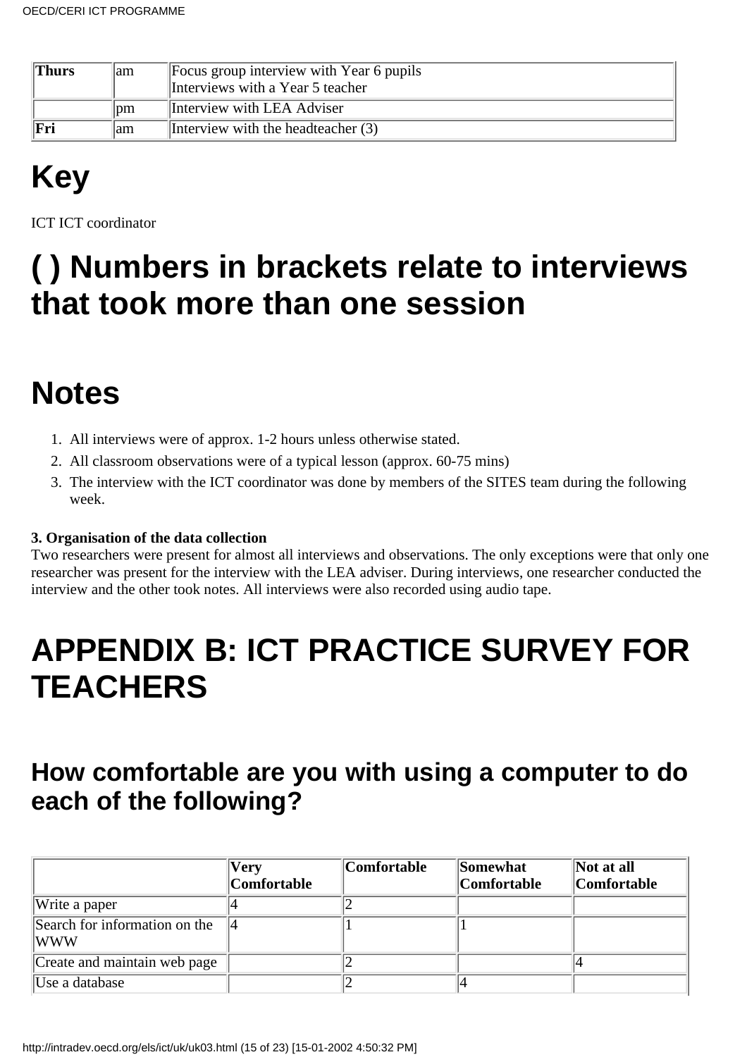| Thurs | am | Focus group interview with Year 6 pupils<br>Interviews with a Year 5 teacher |
|---|---|---|
| | pm | Interview with LEA Adviser |
| Fri | am | Interview with the headteacher (3) |

# Key

ICT ICT coordinator

# ( ) Numbers in brackets relate to interviews that took more than one session

# Notes

1. All interviews were of approx. 1-2 hours unless otherwise stated.
2. All classroom observations were of a typical lesson (approx. 60-75 mins)
3. The interview with the ICT coordinator was done by members of the SITES team during the following week.

**3. Organisation of the data collection**
Two researchers were present for almost all interviews and observations. The only exceptions were that only one researcher was present for the interview with the LEA adviser. During interviews, one researcher conducted the interview and the other took notes. All interviews were also recorded using audio tape.

# APPENDIX B: ICT PRACTICE SURVEY FOR TEACHERS

## How comfortable are you with using a computer to do each of the following?

| | Very Comfortable | Comfortable | Somewhat Comfortable | Not at all Comfortable |
|---|---|---|---|---|
| Write a paper | 4 | 2 | | |
| Search for information on the WWW | 4 | 1 | 1 | |
| Create and maintain web page | | 2 | | 4 |
| Use a database | | 2 | 4 | |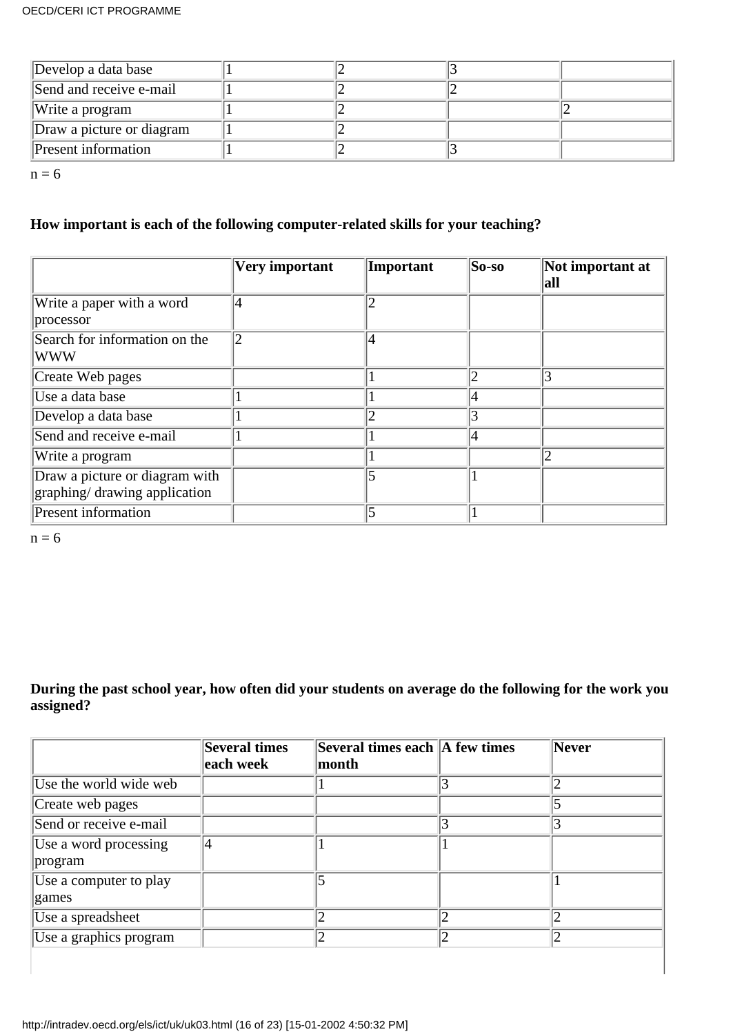| | | | | |
|---|---|---|---|---|
| Develop a data base | 1 | 2 | 3 | |
| Send and receive e-mail | 1 | 2 | 2 | |
| Write a program | 1 | 2 | | 2 |
| Draw a picture or diagram | 1 | 2 | | |
| Present information | 1 | 2 | 3 | |

n = 6

**How important is each of the following computer-related skills for your teaching?**

| | Very important | Important | So-so | Not important at all |
|---|---|---|---|---|
| Write a paper with a word processor | 4 | 2 | | |
| Search for information on the WWW | 2 | 4 | | |
| Create Web pages | | 1 | 2 | 3 |
| Use a data base | 1 | 1 | 4 | |
| Develop a data base | 1 | 2 | 3 | |
| Send and receive e-mail | 1 | 1 | 4 | |
| Write a program | | 1 | | 2 |
| Draw a picture or diagram with graphing/ drawing application | | 5 | 1 | |
| Present information | | 5 | 1 | |

n = 6

**During the past school year, how often did your students on average do the following for the work you assigned?**

| | Several times each week | Several times each month | A few times | Never |
|---|---|---|---|---|
| Use the world wide web | | 1 | 3 | 2 |
| Create web pages | | | | 5 |
| Send or receive e-mail | | | 3 | 3 |
| Use a word processing program | 4 | 1 | 1 | |
| Use a computer to play games | | 5 | | 1 |
| Use a spreadsheet | | 2 | 2 | 2 |
| Use a graphics program | | 2 | 2 | 2 |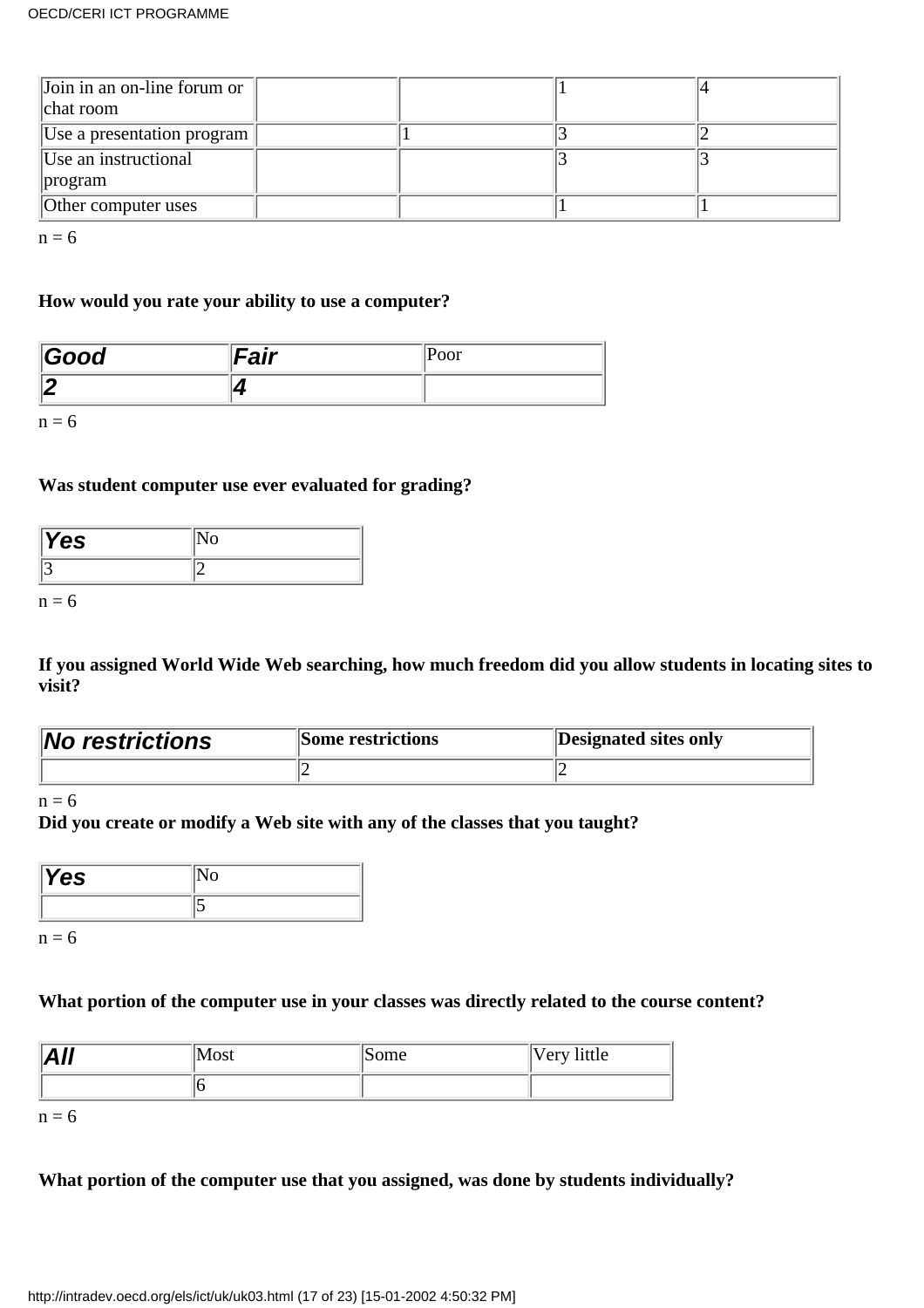| Join in an on-line forum or chat room | | | 1 | 4 |
|---|---|---|---|---|
| Use a presentation program | | 1 | 3 | 2 |
| Use an instructional program | | | 3 | 3 |
| Other computer uses | | | 1 | 1 |

n = 6

**How would you rate your ability to use a computer?**

| ***Good*** | ***Fair*** | Poor |
|---|---|---|
| ***2*** | ***4*** | |

n = 6

**Was student computer use ever evaluated for grading?**

| ***Yes*** | No |
|---|---|
| 3 | 2 |

n = 6

**If you assigned World Wide Web searching, how much freedom did you allow students in locating sites to visit?**

| ***No restrictions*** | **Some restrictions** | **Designated sites only** |
|---|---|---|
| | 2 | 2 |

n = 6

**Did you create or modify a Web site with any of the classes that you taught?**

| ***Yes*** | No |
|---|---|
| | 5 |

n = 6

**What portion of the computer use in your classes was directly related to the course content?**

| ***All*** | Most | Some | Very little |
|---|---|---|---|
| | 6 | | |

n = 6

**What portion of the computer use that you assigned, was done by students individually?**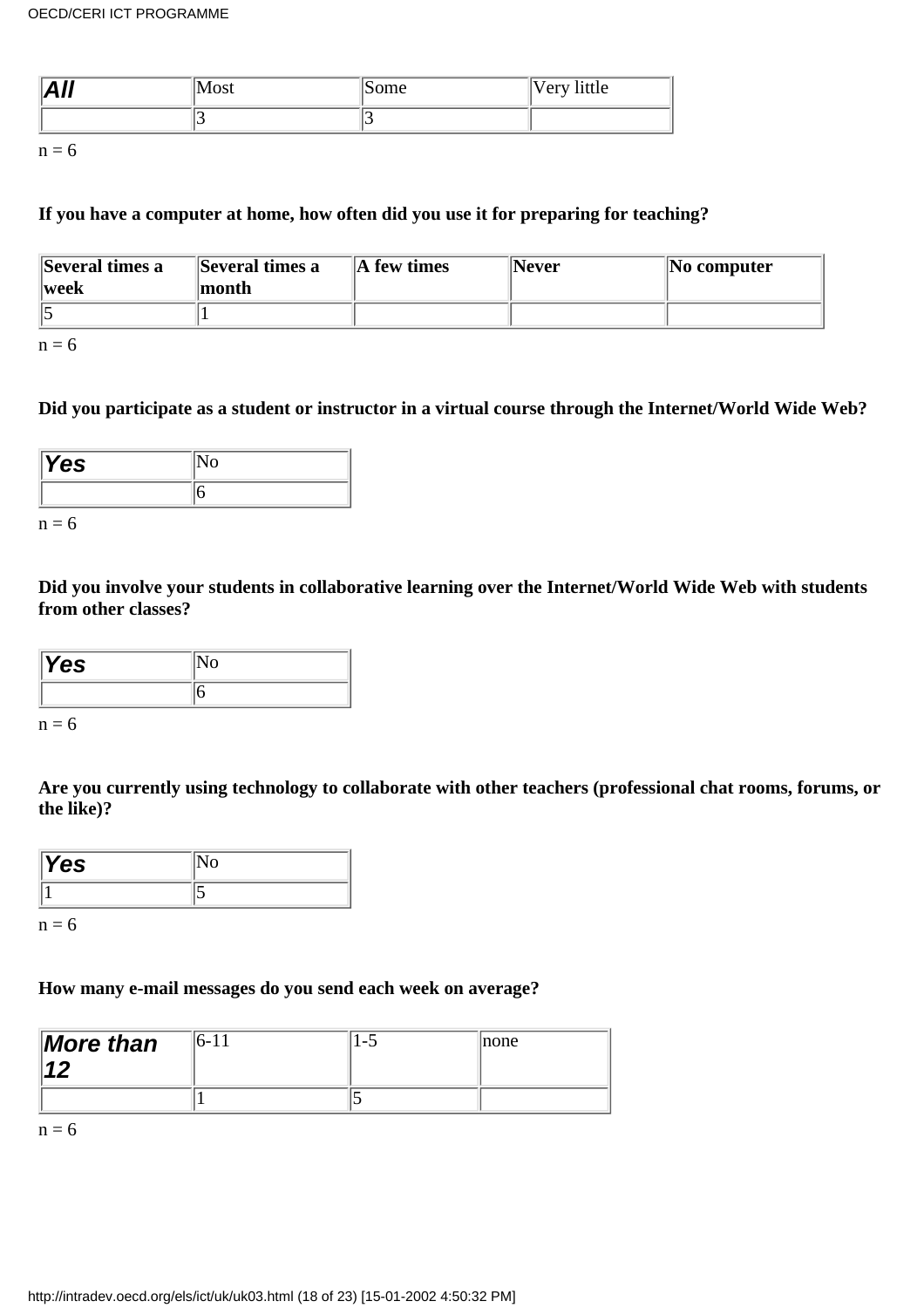| All | Most | Some | Very little |
|---|---|---|---|
| | 3 | 3 | |

n = 6

**If you have a computer at home, how often did you use it for preparing for teaching?**

| Several times a week | Several times a month | A few times | Never | No computer |
|---|---|---|---|---|
| 5 | 1 | | | |

n = 6

**Did you participate as a student or instructor in a virtual course through the Internet/World Wide Web?**

| Yes | No |
|---|---|
| | 6 |

n = 6

**Did you involve your students in collaborative learning over the Internet/World Wide Web with students from other classes?**

| Yes | No |
|---|---|
| | 6 |

n = 6

**Are you currently using technology to collaborate with other teachers (professional chat rooms, forums, or the like)?**

| Yes | No |
|---|---|
| 1 | 5 |

n = 6

**How many e-mail messages do you send each week on average?**

| More than 12 | 6-11 | 1-5 | none |
|---|---|---|---|
| | 1 | 5 | |

n = 6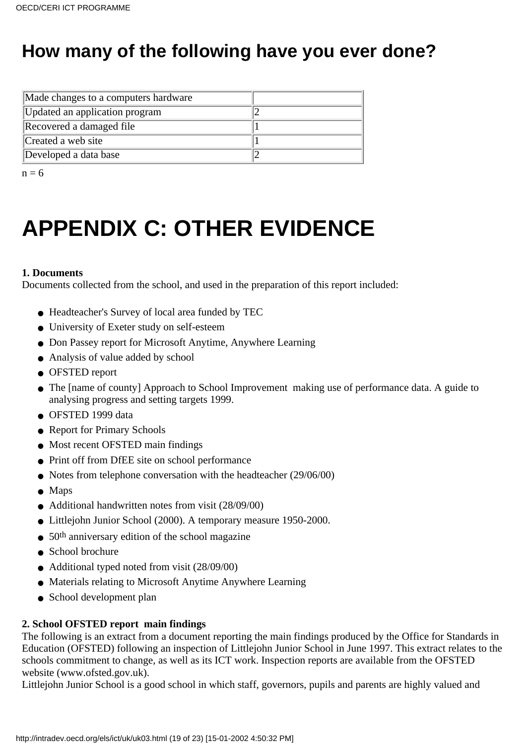# How many of the following have you ever done?

| | |
|---|---|
| Made changes to a computers hardware | |
| Updated an application program | 2 |
| Recovered a damaged file | 1 |
| Created a web site | 1 |
| Developed a data base | 2 |

n = 6

# APPENDIX C: OTHER EVIDENCE

**1. Documents**
Documents collected from the school, and used in the preparation of this report included:

- Headteacher's Survey of local area funded by TEC
- University of Exeter study on self-esteem
- Don Passey report for Microsoft Anytime, Anywhere Learning
- Analysis of value added by school
- OFSTED report
- The [name of county] Approach to School Improvement  making use of performance data. A guide to analysing progress and setting targets 1999.
- OFSTED 1999 data
- Report for Primary Schools
- Most recent OFSTED main findings
- Print off from DfEE site on school performance
- Notes from telephone conversation with the headteacher (29/06/00)
- Maps
- Additional handwritten notes from visit (28/09/00)
- Littlejohn Junior School (2000). A temporary measure 1950-2000.
- 50th anniversary edition of the school magazine
- School brochure
- Additional typed noted from visit (28/09/00)
- Materials relating to Microsoft Anytime Anywhere Learning
- School development plan

**2. School OFSTED report  main findings**
The following is an extract from a document reporting the main findings produced by the Office for Standards in Education (OFSTED) following an inspection of Littlejohn Junior School in June 1997. This extract relates to the schools commitment to change, as well as its ICT work. Inspection reports are available from the OFSTED website (www.ofsted.gov.uk).
Littlejohn Junior School is a good school in which staff, governors, pupils and parents are highly valued and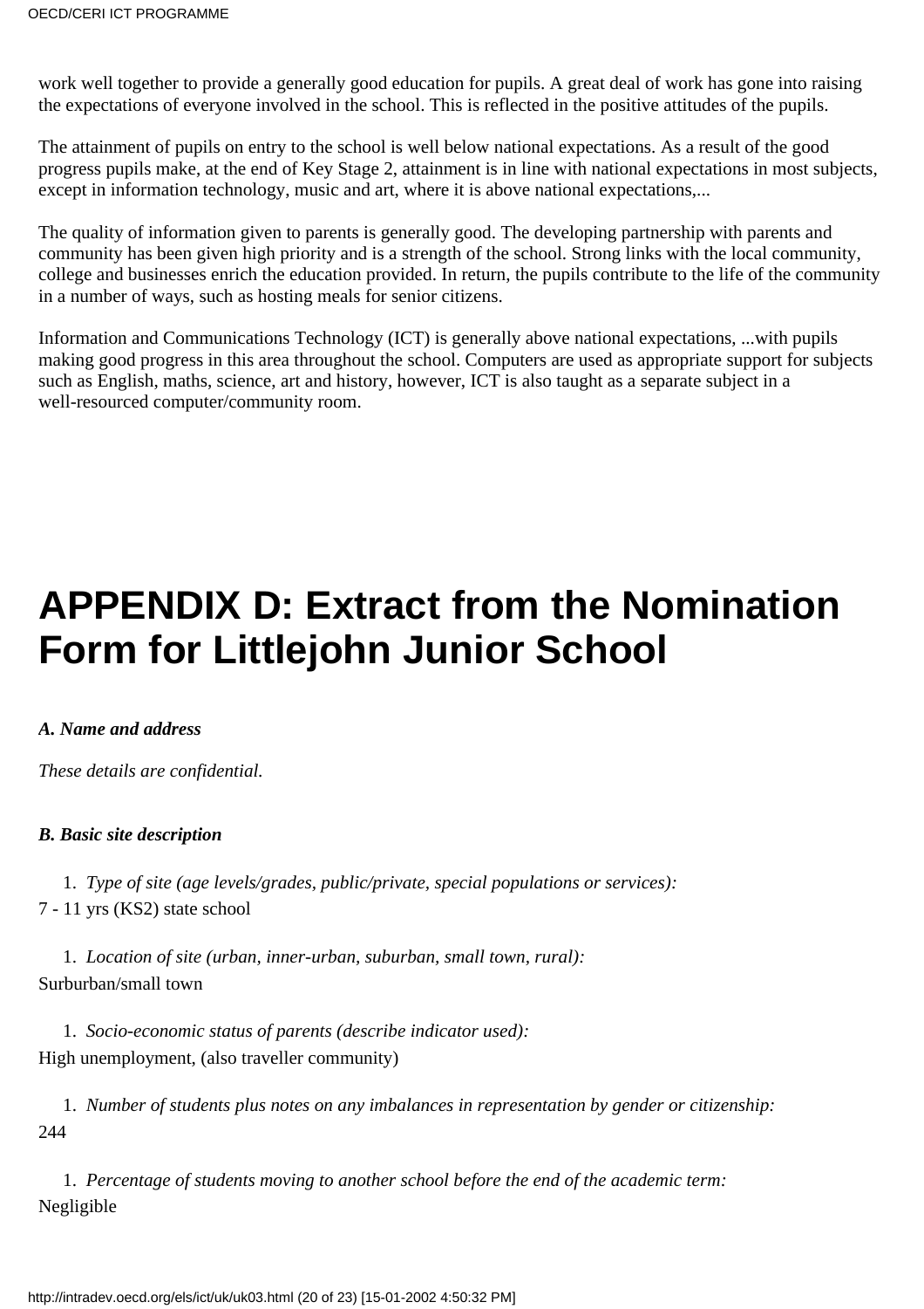work well together to provide a generally good education for pupils. A great deal of work has gone into raising the expectations of everyone involved in the school. This is reflected in the positive attitudes of the pupils.

The attainment of pupils on entry to the school is well below national expectations. As a result of the good progress pupils make, at the end of Key Stage 2, attainment is in line with national expectations in most subjects, except in information technology, music and art, where it is above national expectations,...

The quality of information given to parents is generally good. The developing partnership with parents and community has been given high priority and is a strength of the school. Strong links with the local community, college and businesses enrich the education provided. In return, the pupils contribute to the life of the community in a number of ways, such as hosting meals for senior citizens.

Information and Communications Technology (ICT) is generally above national expectations, ...with pupils making good progress in this area throughout the school. Computers are used as appropriate support for subjects such as English, maths, science, art and history, however, ICT is also taught as a separate subject in a well-resourced computer/community room.

# APPENDIX D: Extract from the Nomination Form for Littlejohn Junior School

***A. Name and address***

*These details are confidential.*

***B. Basic site description***

1. *Type of site (age levels/grades, public/private, special populations or services):*

7 - 11 yrs (KS2) state school

1. *Location of site (urban, inner-urban, suburban, small town, rural):*

Surburban/small town

1. *Socio-economic status of parents (describe indicator used):*

High unemployment, (also traveller community)

1. *Number of students plus notes on any imbalances in representation by gender or citizenship:*

244

1. *Percentage of students moving to another school before the end of the academic term:*

Negligible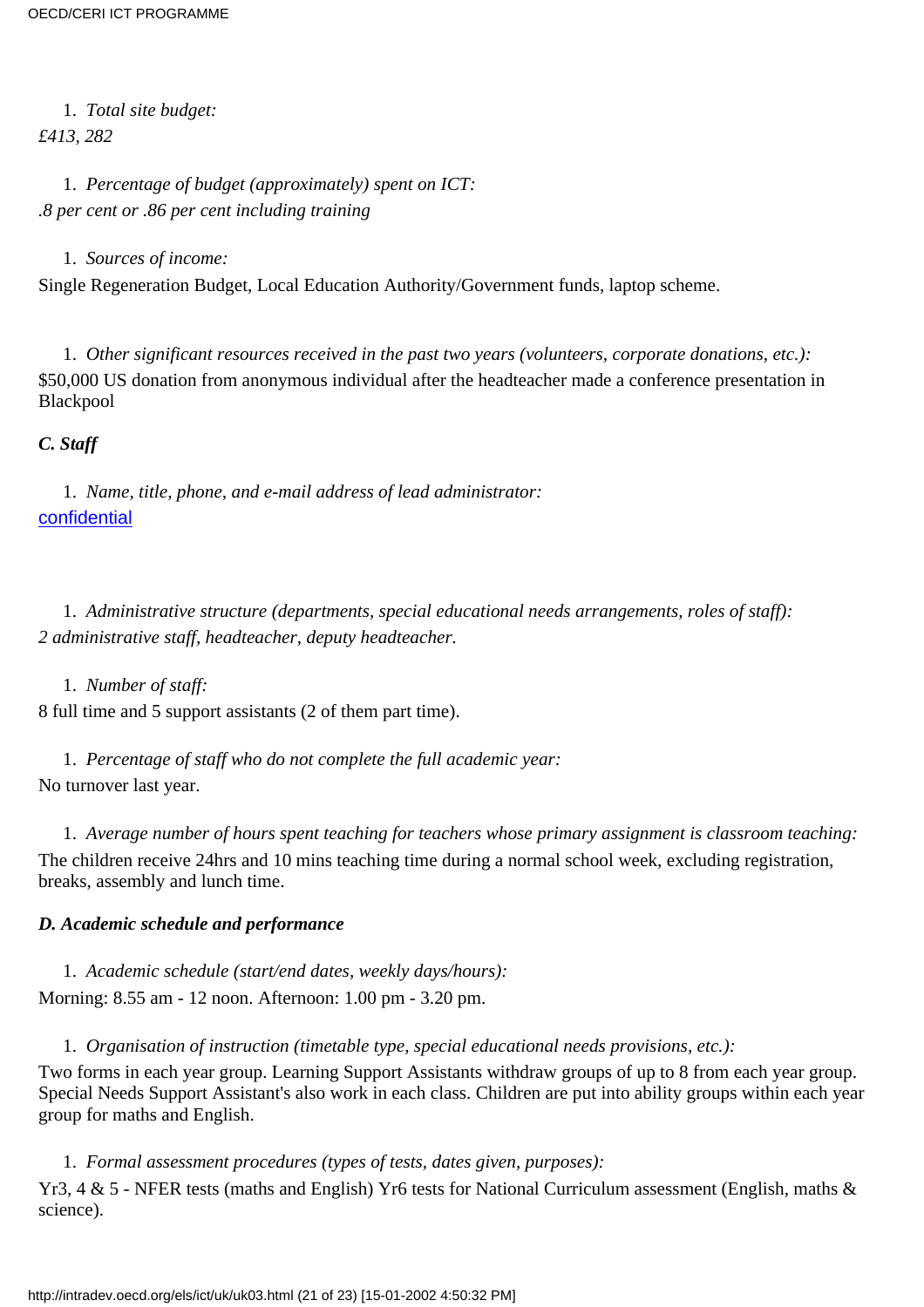1. *Total site budget:*

*£413, 282*

1. *Percentage of budget (approximately) spent on ICT:*

*.8 per cent or .86 per cent including training*

1. *Sources of income:*

Single Regeneration Budget, Local Education Authority/Government funds, laptop scheme.

1. *Other significant resources received in the past two years (volunteers, corporate donations, etc.):*

$50,000 US donation from anonymous individual after the headteacher made a conference presentation in Blackpool

### *C. Staff*

1. *Name, title, phone, and e-mail address of lead administrator:*

confidential

1. *Administrative structure (departments, special educational needs arrangements, roles of staff):*

*2 administrative staff, headteacher, deputy headteacher.*

1. *Number of staff:*

8 full time and 5 support assistants (2 of them part time).

1. *Percentage of staff who do not complete the full academic year:*

No turnover last year.

1. *Average number of hours spent teaching for teachers whose primary assignment is classroom teaching:*

The children receive 24hrs and 10 mins teaching time during a normal school week, excluding registration, breaks, assembly and lunch time.

### *D. Academic schedule and performance*

1. *Academic schedule (start/end dates, weekly days/hours):*

Morning: 8.55 am - 12 noon. Afternoon: 1.00 pm - 3.20 pm.

1. *Organisation of instruction (timetable type, special educational needs provisions, etc.):*

Two forms in each year group. Learning Support Assistants withdraw groups of up to 8 from each year group. Special Needs Support Assistant's also work in each class. Children are put into ability groups within each year group for maths and English.

1. *Formal assessment procedures (types of tests, dates given, purposes):*

Yr3, 4 & 5 - NFER tests (maths and English) Yr6 tests for National Curriculum assessment (English, maths & science).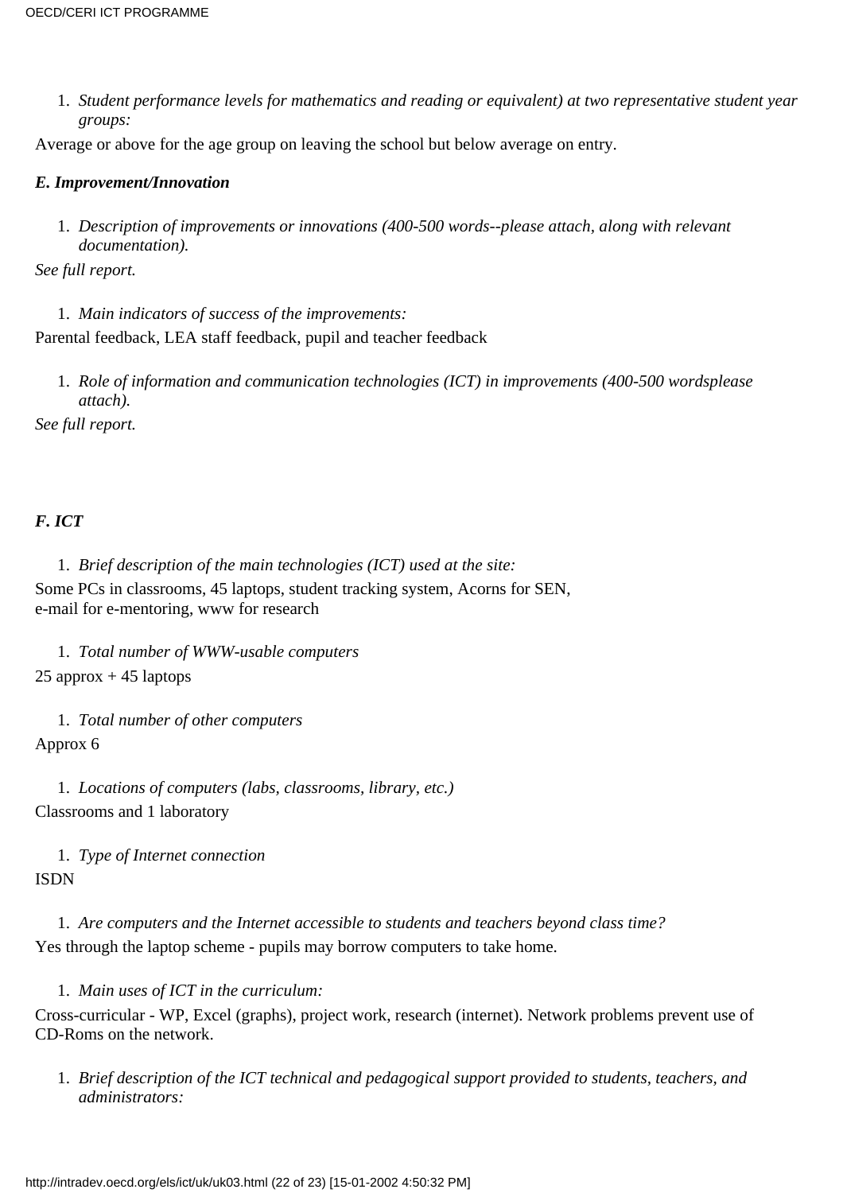1. *Student performance levels for mathematics and reading or equivalent) at two representative student year groups:*

Average or above for the age group on leaving the school but below average on entry.

***E. Improvement/Innovation***

1. *Description of improvements or innovations (400-500 words--please attach, along with relevant documentation).*

*See full report.*

1. *Main indicators of success of the improvements:*

Parental feedback, LEA staff feedback, pupil and teacher feedback

1. *Role of information and communication technologies (ICT) in improvements (400-500 wordsplease attach).*

*See full report.*

***F. ICT***

1. *Brief description of the main technologies (ICT) used at the site:*

Some PCs in classrooms, 45 laptops, student tracking system, Acorns for SEN,
e-mail for e-mentoring, www for research

1. *Total number of WWW-usable computers*

25 approx + 45 laptops

1. *Total number of other computers*

Approx 6

1. *Locations of computers (labs, classrooms, library, etc.)*

Classrooms and 1 laboratory

1. *Type of Internet connection*

ISDN

1. *Are computers and the Internet accessible to students and teachers beyond class time?*

Yes through the laptop scheme - pupils may borrow computers to take home.

1. *Main uses of ICT in the curriculum:*

Cross-curricular - WP, Excel (graphs), project work, research (internet). Network problems prevent use of CD-Roms on the network.

1. *Brief description of the ICT technical and pedagogical support provided to students, teachers, and administrators:*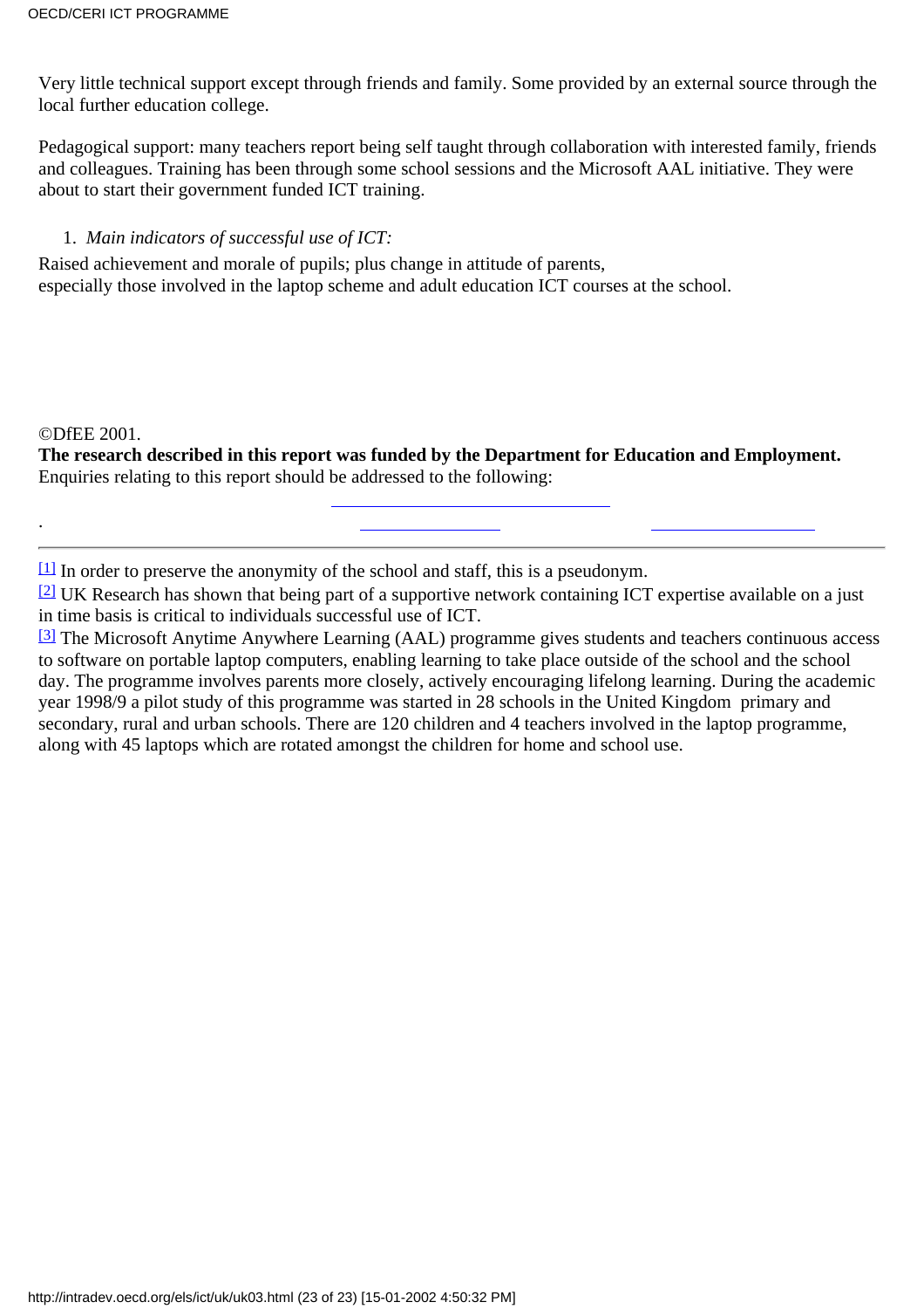Very little technical support except through friends and family. Some provided by an external source through the local further education college.

Pedagogical support: many teachers report being self taught through collaboration with interested family, friends and colleagues. Training has been through some school sessions and the Microsoft AAL initiative. They were about to start their government funded ICT training.

1. *Main indicators of successful use of ICT:*

Raised achievement and morale of pupils; plus change in attitude of parents,
especially those involved in the laptop scheme and adult education ICT courses at the school.

©DfEE 2001.
**The research described in this report was funded by the Department for Education and Employment.**
Enquiries relating to this report should be addressed to the following:

.

---

[1] In order to preserve the anonymity of the school and staff, this is a pseudonym.

[2] UK Research has shown that being part of a supportive network containing ICT expertise available on a just in time basis is critical to individuals successful use of ICT.

[3] The Microsoft Anytime Anywhere Learning (AAL) programme gives students and teachers continuous access to software on portable laptop computers, enabling learning to take place outside of the school and the school day. The programme involves parents more closely, actively encouraging lifelong learning. During the academic year 1998/9 a pilot study of this programme was started in 28 schools in the United Kingdom primary and secondary, rural and urban schools. There are 120 children and 4 teachers involved in the laptop programme, along with 45 laptops which are rotated amongst the children for home and school use.